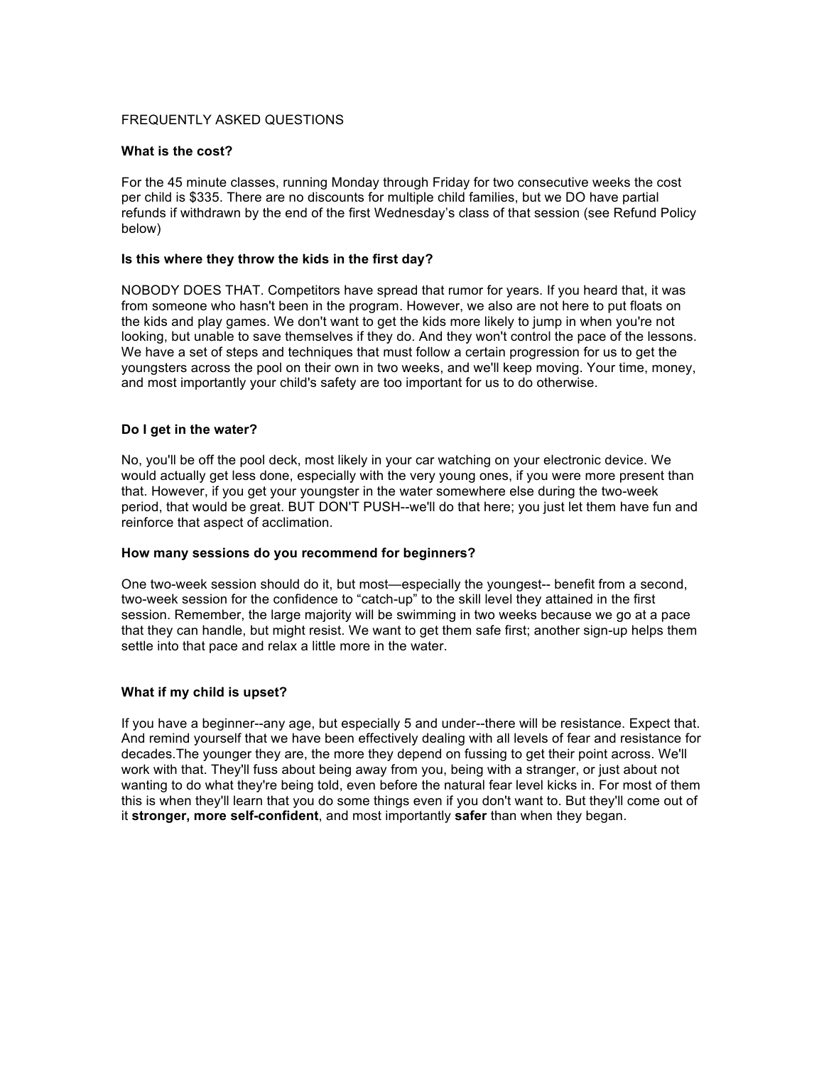FREQUENTLY ASKED QUESTIONS

**What is the cost?**

For the 45 minute classes, running Monday through Friday for two consecutive weeks the cost per child is $335. There are no discounts for multiple child families, but we DO have partial refunds if withdrawn by the end of the first Wednesday's class of that session (see Refund Policy below)

**Is this where they throw the kids in the first day?**

NOBODY DOES THAT. Competitors have spread that rumor for years. If you heard that, it was from someone who hasn't been in the program. However, we also are not here to put floats on the kids and play games. We don't want to get the kids more likely to jump in when you're not looking, but unable to save themselves if they do. And they won't control the pace of the lessons. We have a set of steps and techniques that must follow a certain progression for us to get the youngsters across the pool on their own in two weeks, and we'll keep moving. Your time, money, and most importantly your child's safety are too important for us to do otherwise.

**Do I get in the water?**

No, you'll be off the pool deck, most likely in your car watching on your electronic device. We would actually get less done, especially with the very young ones, if you were more present than that. However, if you get your youngster in the water somewhere else during the two-week period, that would be great. BUT DON'T PUSH--we'll do that here; you just let them have fun and reinforce that aspect of acclimation.

**How many sessions do you recommend for beginners?**

One two-week session should do it, but most—especially the youngest-- benefit from a second, two-week session for the confidence to "catch-up" to the skill level they attained in the first session. Remember, the large majority will be swimming in two weeks because we go at a pace that they can handle, but might resist. We want to get them safe first; another sign-up helps them settle into that pace and relax a little more in the water.

**What if my child is upset?**

If you have a beginner--any age, but especially 5 and under--there will be resistance. Expect that. And remind yourself that we have been effectively dealing with all levels of fear and resistance for decades.The younger they are, the more they depend on fussing to get their point across. We'll work with that. They'll fuss about being away from you, being with a stranger, or just about not wanting to do what they're being told, even before the natural fear level kicks in. For most of them this is when they'll learn that you do some things even if you don't want to. But they'll come out of it **stronger, more self-confident**, and most importantly **safer** than when they began.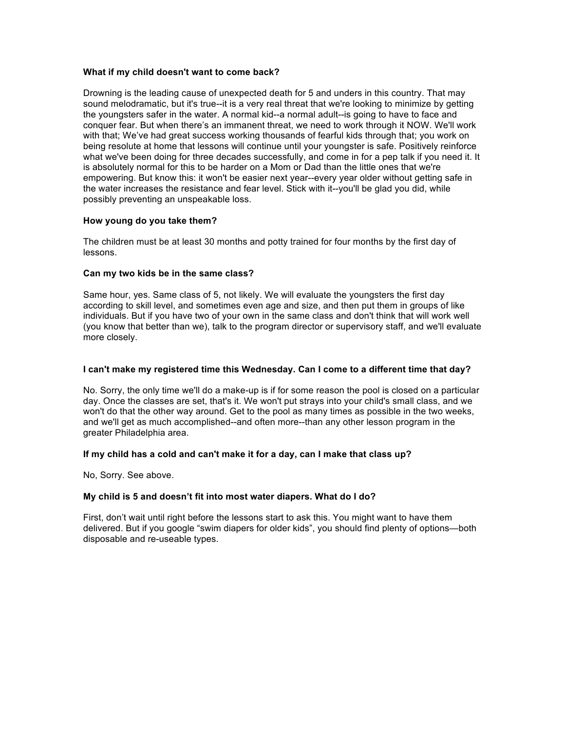**What if my child doesn't want to come back?**

Drowning is the leading cause of unexpected death for 5 and unders in this country. That may sound melodramatic, but it's true--it is a very real threat that we're looking to minimize by getting the youngsters safer in the water. A normal kid--a normal adult--is going to have to face and conquer fear. But when there's an immanent threat, we need to work through it NOW. We'll work with that; We've had great success working thousands of fearful kids through that; you work on being resolute at home that lessons will continue until your youngster is safe. Positively reinforce what we've been doing for three decades successfully, and come in for a pep talk if you need it. It is absolutely normal for this to be harder on a Mom or Dad than the little ones that we're empowering. But know this: it won't be easier next year--every year older without getting safe in the water increases the resistance and fear level. Stick with it--you'll be glad you did, while possibly preventing an unspeakable loss.

**How young do you take them?**

The children must be at least 30 months and potty trained for four months by the first day of lessons.

**Can my two kids be in the same class?**

Same hour, yes. Same class of 5, not likely. We will evaluate the youngsters the first day according to skill level, and sometimes even age and size, and then put them in groups of like individuals. But if you have two of your own in the same class and don't think that will work well (you know that better than we), talk to the program director or supervisory staff, and we'll evaluate more closely.

**I can't make my registered time this Wednesday. Can I come to a different time that day?**

No. Sorry, the only time we'll do a make-up is if for some reason the pool is closed on a particular day. Once the classes are set, that's it. We won't put strays into your child's small class, and we won't do that the other way around. Get to the pool as many times as possible in the two weeks, and we'll get as much accomplished--and often more--than any other lesson program in the greater Philadelphia area.

**If my child has a cold and can't make it for a day, can I make that class up?**

No, Sorry. See above.

**My child is 5 and doesn't fit into most water diapers. What do I do?**

First, don't wait until right before the lessons start to ask this. You might want to have them delivered. But if you google "swim diapers for older kids", you should find plenty of options—both disposable and re-useable types.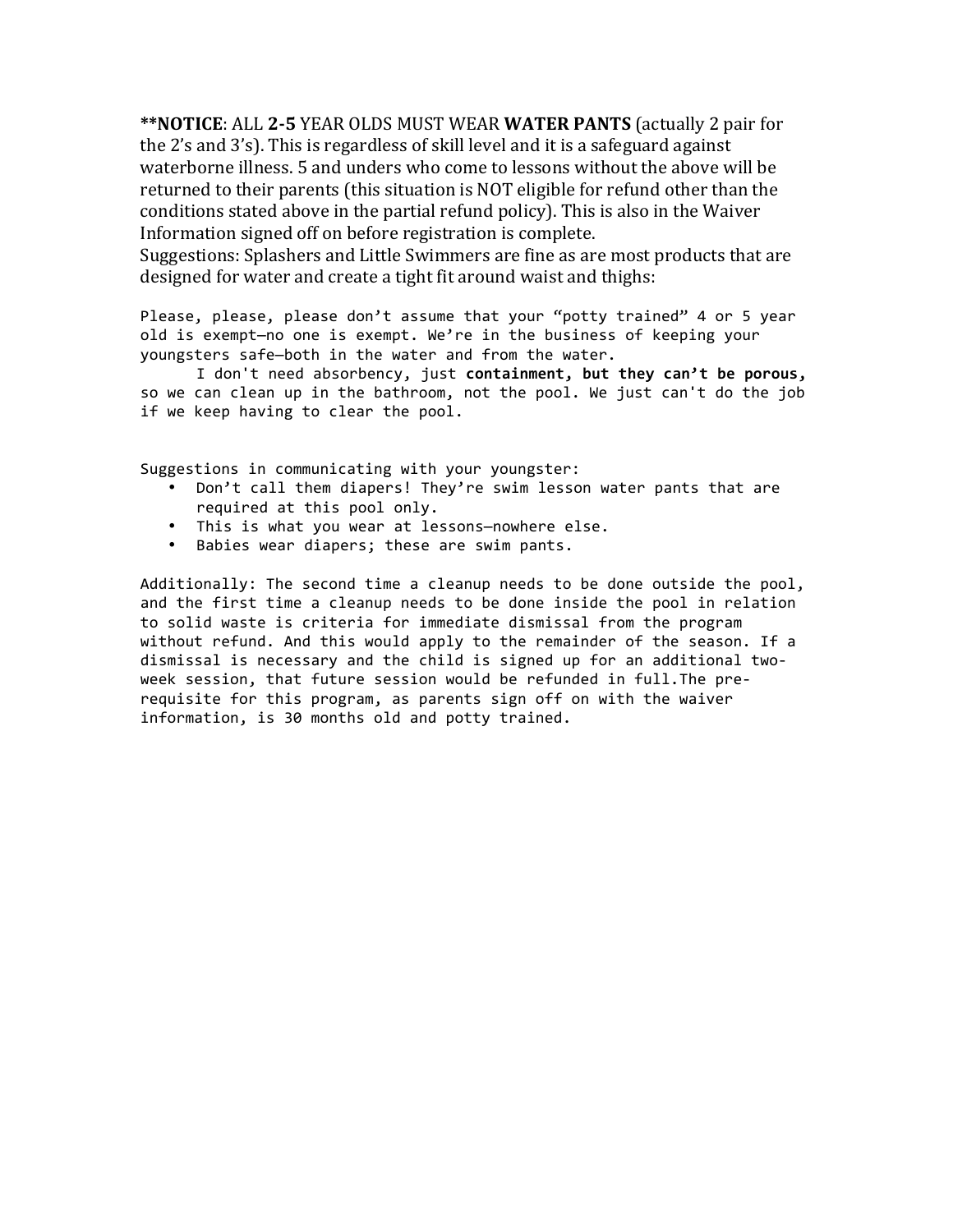**NOTICE**: ALL **2-5** YEAR OLDS MUST WEAR **WATER PANTS** (actually 2 pair for the 2's and 3's). This is regardless of skill level and it is a safeguard against waterborne illness. 5 and unders who come to lessons without the above will be returned to their parents (this situation is NOT eligible for refund other than the conditions stated above in the partial refund policy). This is also in the Waiver Information signed off on before registration is complete.

Suggestions: Splashers and Little Swimmers are fine as are most products that are designed for water and create a tight fit around waist and thighs:

Please, please, please don't assume that your "potty trained" 4 or 5 year old is exempt—no one is exempt. We're in the business of keeping your youngsters safe—both in the water and from the water.

I don't need absorbency, just **containment, but they can't be porous,** so we can clean up in the bathroom, not the pool. We just can't do the job if we keep having to clear the pool.

Suggestions in communicating with your youngster:

- Don't call them diapers! They're swim lesson water pants that are required at this pool only.
- This is what you wear at lessons—nowhere else.
- Babies wear diapers; these are swim pants.

Additionally: The second time a cleanup needs to be done outside the pool, and the first time a cleanup needs to be done inside the pool in relation to solid waste is criteria for immediate dismissal from the program without refund. And this would apply to the remainder of the season. If a dismissal is necessary and the child is signed up for an additional two-week session, that future session would be refunded in full.The pre-requisite for this program, as parents sign off on with the waiver information, is 30 months old and potty trained.